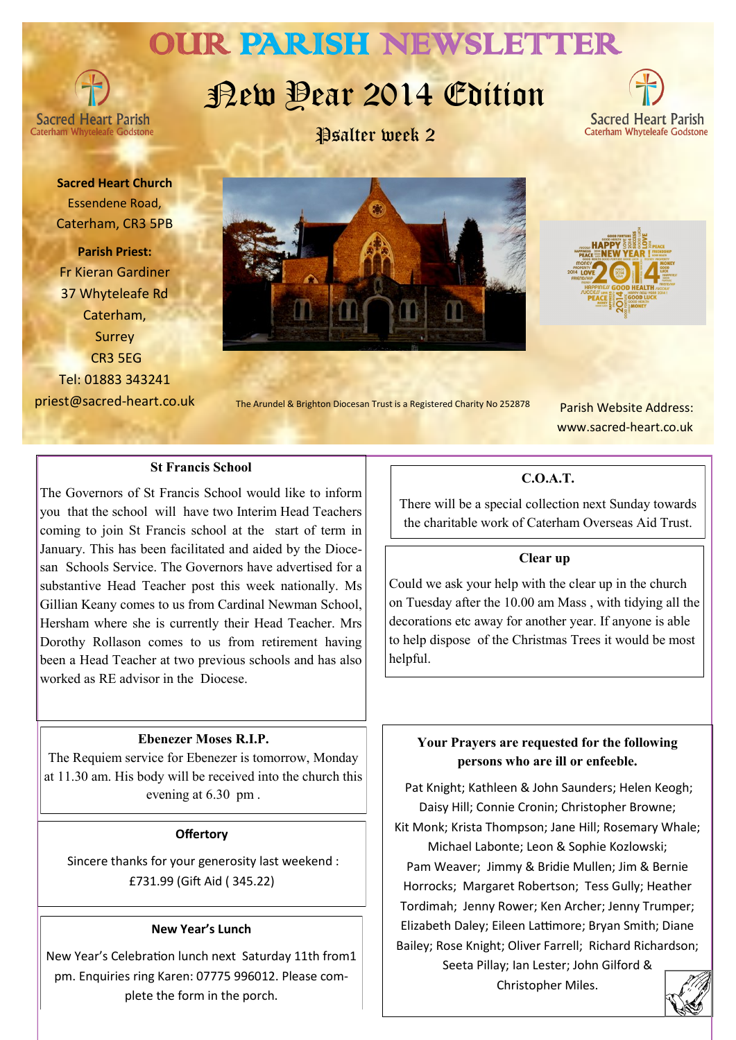# OUR PARISH NEWSLETTER

Sacred Heart Parish
Caterham Whyteleafe Godstone

## New Year 2014 Edition

Psalter week 2

**Sacred Heart Church**
Essendene Road,
Caterham, CR3 5PB

**Parish Priest:**
Fr Kieran Gardiner
37 Whyteleafe Rd
Caterham,
Surrey
CR3 5EG
Tel: 01883 343241
priest@sacred-heart.co.uk

The Arundel & Brighton Diocesan Trust is a Registered Charity No 252878

Parish Website Address:
www.sacred-heart.co.uk

### St Francis School

The Governors of St Francis School would like to inform you that the school will have two Interim Head Teachers coming to join St Francis school at the start of term in January. This has been facilitated and aided by the Diocesan Schools Service. The Governors have advertised for a substantive Head Teacher post this week nationally. Ms Gillian Keany comes to us from Cardinal Newman School, Hersham where she is currently their Head Teacher. Mrs Dorothy Rollason comes to us from retirement having been a Head Teacher at two previous schools and has also worked as RE advisor in the Diocese.

### Ebenezer Moses R.I.P.

The Requiem service for Ebenezer is tomorrow, Monday at 11.30 am. His body will be received into the church this evening at 6.30 pm .

### Offertory

Sincere thanks for your generosity last weekend : £731.99 (Gift Aid ( 345.22)

### New Year's Lunch

New Year's Celebration lunch next Saturday 11th from1 pm. Enquiries ring Karen: 07775 996012. Please complete the form in the porch.

### C.O.A.T.

There will be a special collection next Sunday towards the charitable work of Caterham Overseas Aid Trust.

### Clear up

Could we ask your help with the clear up in the church on Tuesday after the 10.00 am Mass , with tidying all the decorations etc away for another year. If anyone is able to help dispose of the Christmas Trees it would be most helpful.

### Your Prayers are requested for the following persons who are ill or enfeeble.

Pat Knight; Kathleen & John Saunders; Helen Keogh; Daisy Hill; Connie Cronin; Christopher Browne; Kit Monk; Krista Thompson; Jane Hill; Rosemary Whale; Michael Labonte; Leon & Sophie Kozlowski; Pam Weaver; Jimmy & Bridie Mullen; Jim & Bernie Horrocks; Margaret Robertson; Tess Gully; Heather Tordimah; Jenny Rower; Ken Archer; Jenny Trumper; Elizabeth Daley; Eileen Lattimore; Bryan Smith; Diane Bailey; Rose Knight; Oliver Farrell; Richard Richardson; Seeta Pillay; Ian Lester; John Gilford & Christopher Miles.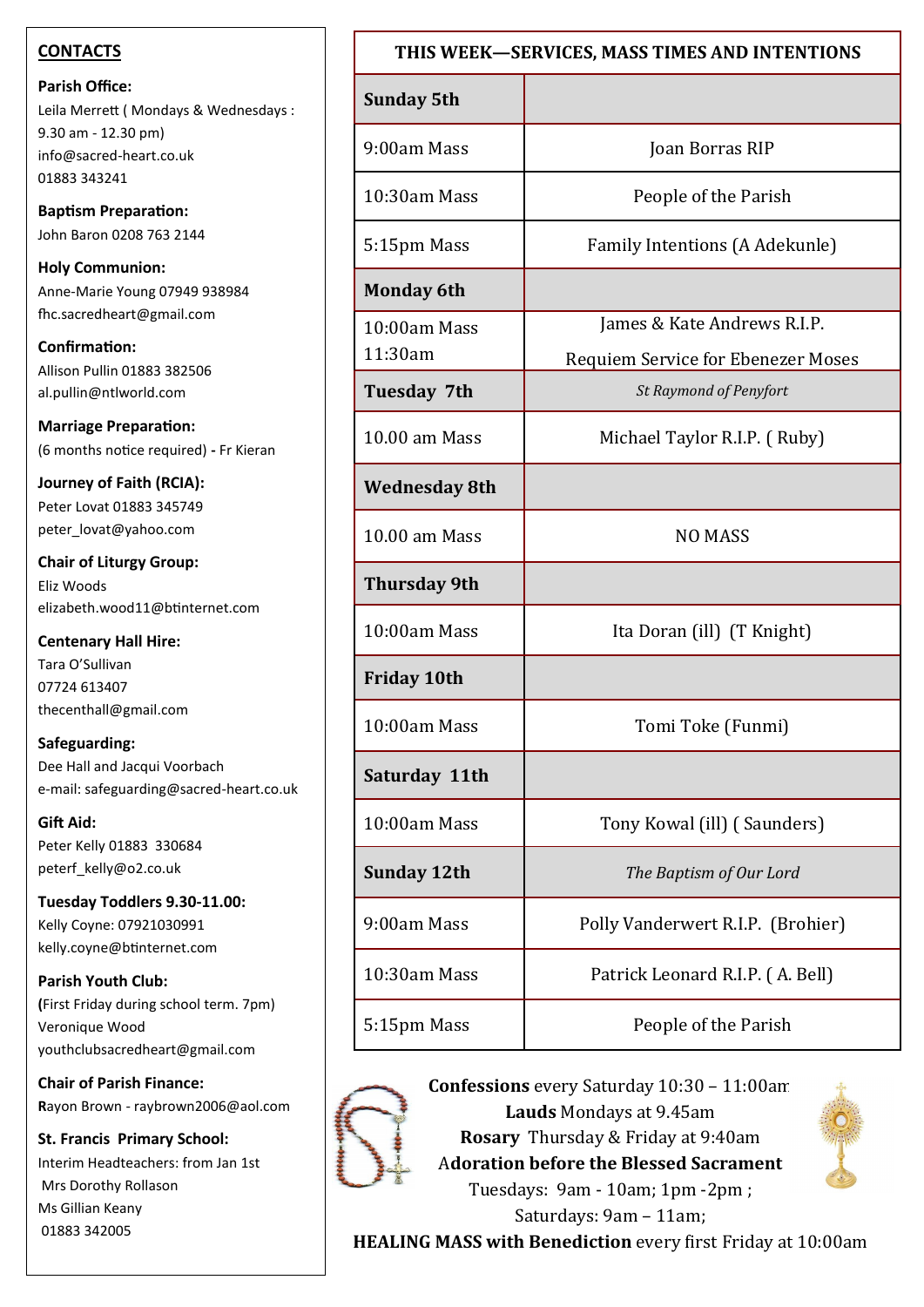## CONTACTS

**Parish Office:**
Leila Merrett ( Mondays & Wednesdays : 9.30 am - 12.30 pm)
info@sacred-heart.co.uk
01883 343241

**Baptism Preparation:**
John Baron 0208 763 2144

**Holy Communion:**
Anne-Marie Young 07949 938984
fhc.sacredheart@gmail.com

**Confirmation:**
Allison Pullin 01883 382506
al.pullin@ntlworld.com

**Marriage Preparation:**
(6 months notice required) **-** Fr Kieran

**Journey of Faith (RCIA):**
Peter Lovat 01883 345749
peter_lovat@yahoo.com

**Chair of Liturgy Group:**
Eliz Woods
elizabeth.wood11@btinternet.com

**Centenary Hall Hire:**
Tara O'Sullivan
07724 613407
thecenthall@gmail.com

**Safeguarding:**
Dee Hall and Jacqui Voorbach
e-mail: safeguarding@sacred-heart.co.uk

**Gift Aid:**
Peter Kelly 01883 330684
peterf_kelly@o2.co.uk

**Tuesday Toddlers 9.30-11.00:**
Kelly Coyne: 07921030991
kelly.coyne@btinternet.com

**Parish Youth Club:**
**(**First Friday during school term. 7pm)
Veronique Wood
youthclubsacredheart@gmail.com

**Chair of Parish Finance:**
**R**ayon Brown - raybrown2006@aol.com

**St. Francis Primary School:**
Interim Headteachers: from Jan 1st
Mrs Dorothy Rollason
Ms Gillian Keany
01883 342005

## THIS WEEK—SERVICES, MASS TIMES AND INTENTIONS

| | |
|---|---|
| **Sunday 5th** | |
| 9:00am Mass | Joan Borras RIP |
| 10:30am Mass | People of the Parish |
| 5:15pm Mass | Family Intentions (A Adekunle) |
| **Monday 6th** | |
| 10:00am Mass<br>11:30am | James & Kate Andrews R.I.P.<br>Requiem Service for Ebenezer Moses |
| **Tuesday 7th** | *St Raymond of Penyfort* |
| 10.00 am Mass | Michael Taylor R.I.P. ( Ruby) |
| **Wednesday 8th** | |
| 10.00 am Mass | NO MASS |
| **Thursday 9th** | |
| 10:00am Mass | Ita Doran (ill) (T Knight) |
| **Friday 10th** | |
| 10:00am Mass | Tomi Toke (Funmi) |
| **Saturday 11th** | |
| 10:00am Mass | Tony Kowal (ill) ( Saunders) |
| **Sunday 12th** | *The Baptism of Our Lord* |
| 9:00am Mass | Polly Vanderwert R.I.P. (Brohier) |
| 10:30am Mass | Patrick Leonard R.I.P. ( A. Bell) |
| 5:15pm Mass | People of the Parish |

**Confessions** every Saturday 10:30 – 11:00am
**Lauds** Mondays at 9.45am
**Rosary** Thursday & Friday at 9:40am
**Adoration before the Blessed Sacrament**
Tuesdays: 9am - 10am; 1pm -2pm ;
Saturdays: 9am – 11am;
**HEALING MASS with Benediction** every first Friday at 10:00am